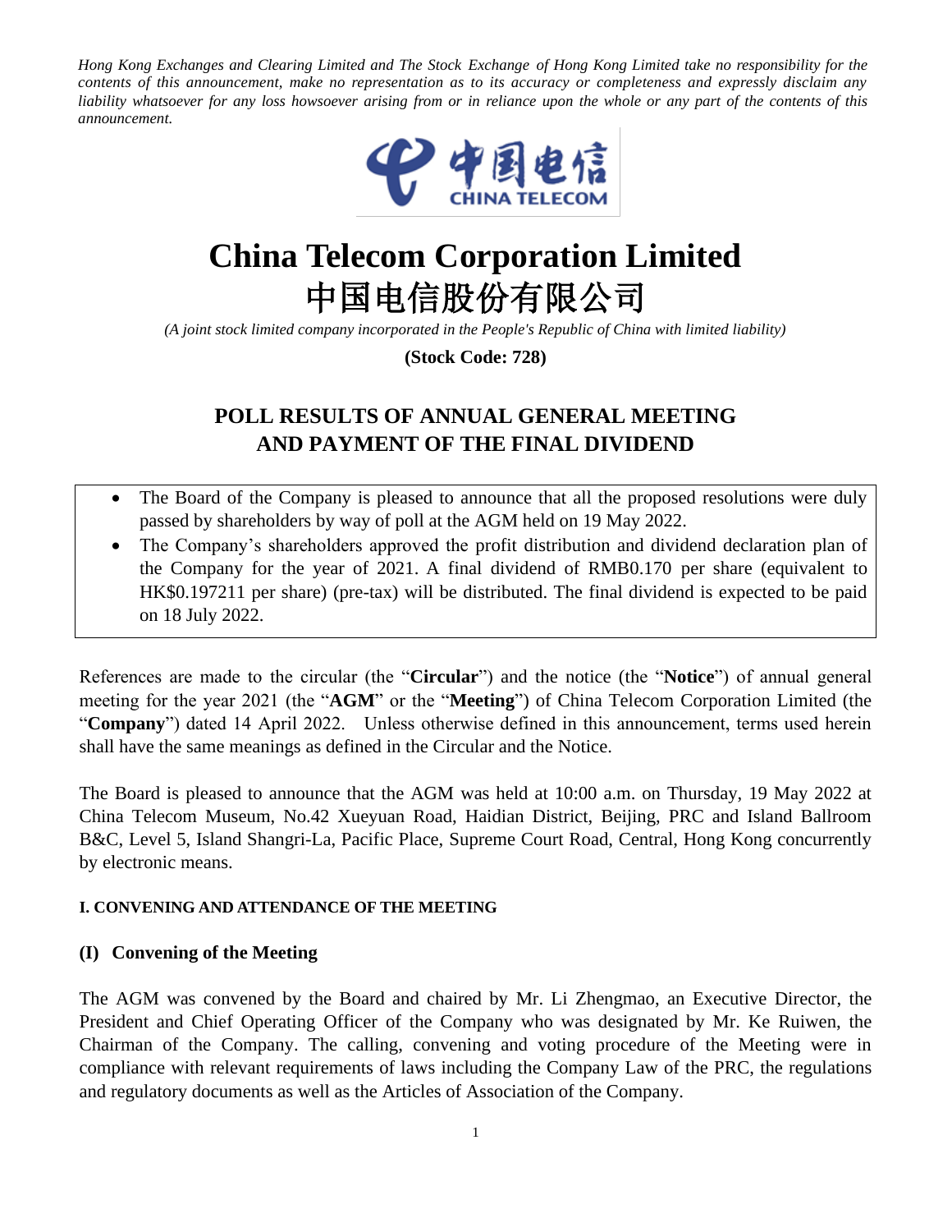*Hong Kong Exchanges and Clearing Limited and The Stock Exchange of Hong Kong Limited take no responsibility for the contents of this announcement, make no representation as to its accuracy or completeness and expressly disclaim any liability whatsoever for any loss howsoever arising from or in reliance upon the whole or any part of the contents of this announcement.*

# China Telecom Corporation Limited
# 中国电信股份有限公司

*(A joint stock limited company incorporated in the People's Republic of China with limited liability)*

**(Stock Code: 728)**

## POLL RESULTS OF ANNUAL GENERAL MEETING AND PAYMENT OF THE FINAL DIVIDEND

- The Board of the Company is pleased to announce that all the proposed resolutions were duly passed by shareholders by way of poll at the AGM held on 19 May 2022.
- The Company's shareholders approved the profit distribution and dividend declaration plan of the Company for the year of 2021. A final dividend of RMB0.170 per share (equivalent to HK$0.197211 per share) (pre-tax) will be distributed. The final dividend is expected to be paid on 18 July 2022.

References are made to the circular (the "**Circular**") and the notice (the "**Notice**") of annual general meeting for the year 2021 (the "**AGM**" or the "**Meeting**") of China Telecom Corporation Limited (the "**Company**") dated 14 April 2022. Unless otherwise defined in this announcement, terms used herein shall have the same meanings as defined in the Circular and the Notice.

The Board is pleased to announce that the AGM was held at 10:00 a.m. on Thursday, 19 May 2022 at China Telecom Museum, No.42 Xueyuan Road, Haidian District, Beijing, PRC and Island Ballroom B&C, Level 5, Island Shangri-La, Pacific Place, Supreme Court Road, Central, Hong Kong concurrently by electronic means.

### I. CONVENING AND ATTENDANCE OF THE MEETING

### (I) Convening of the Meeting

The AGM was convened by the Board and chaired by Mr. Li Zhengmao, an Executive Director, the President and Chief Operating Officer of the Company who was designated by Mr. Ke Ruiwen, the Chairman of the Company. The calling, convening and voting procedure of the Meeting were in compliance with relevant requirements of laws including the Company Law of the PRC, the regulations and regulatory documents as well as the Articles of Association of the Company.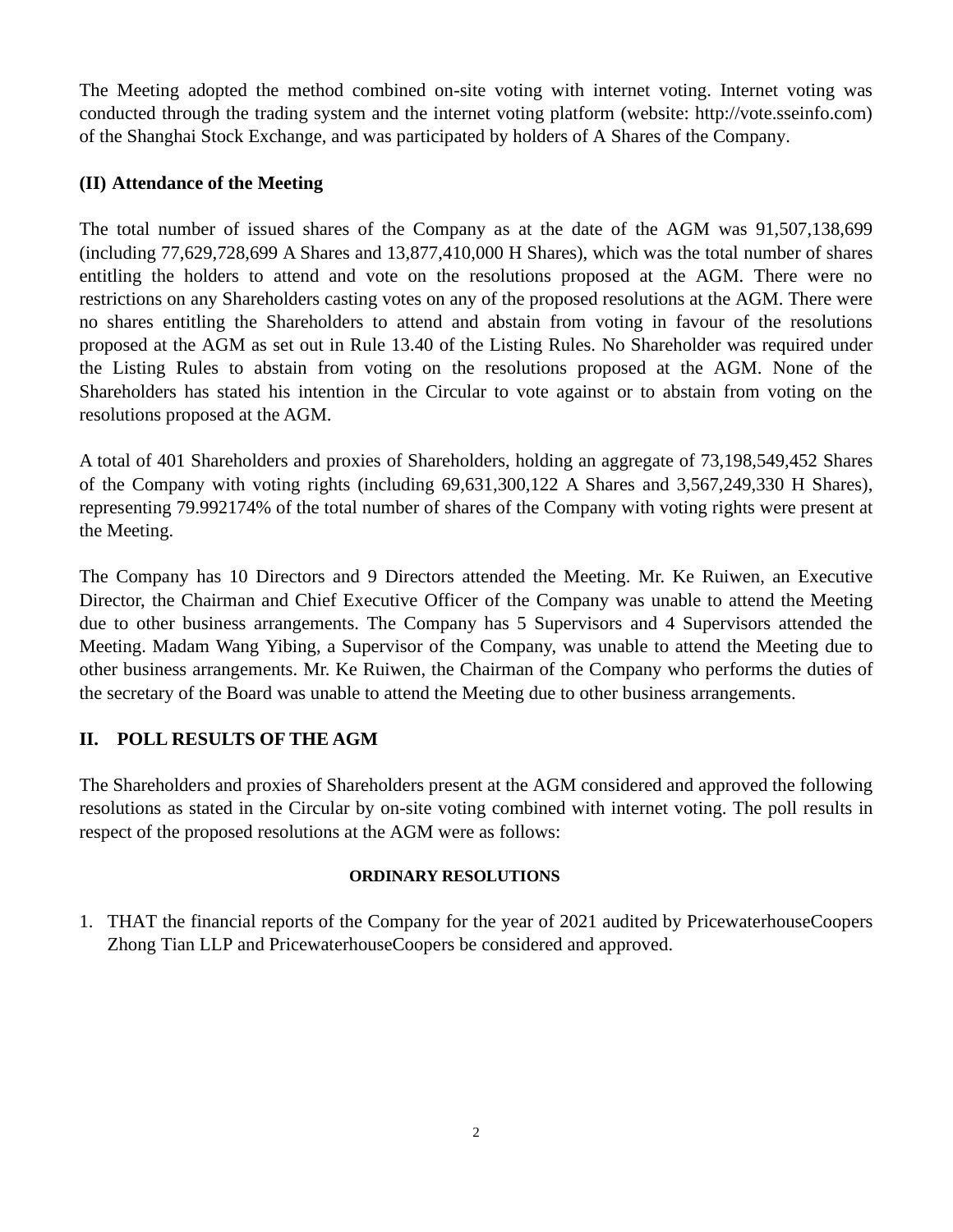The Meeting adopted the method combined on-site voting with internet voting. Internet voting was conducted through the trading system and the internet voting platform (website: http://vote.sseinfo.com) of the Shanghai Stock Exchange, and was participated by holders of A Shares of the Company.

### (II) Attendance of the Meeting

The total number of issued shares of the Company as at the date of the AGM was 91,507,138,699 (including 77,629,728,699 A Shares and 13,877,410,000 H Shares), which was the total number of shares entitling the holders to attend and vote on the resolutions proposed at the AGM. There were no restrictions on any Shareholders casting votes on any of the proposed resolutions at the AGM. There were no shares entitling the Shareholders to attend and abstain from voting in favour of the resolutions proposed at the AGM as set out in Rule 13.40 of the Listing Rules. No Shareholder was required under the Listing Rules to abstain from voting on the resolutions proposed at the AGM. None of the Shareholders has stated his intention in the Circular to vote against or to abstain from voting on the resolutions proposed at the AGM.

A total of 401 Shareholders and proxies of Shareholders, holding an aggregate of 73,198,549,452 Shares of the Company with voting rights (including 69,631,300,122 A Shares and 3,567,249,330 H Shares), representing 79.992174% of the total number of shares of the Company with voting rights were present at the Meeting.

The Company has 10 Directors and 9 Directors attended the Meeting. Mr. Ke Ruiwen, an Executive Director, the Chairman and Chief Executive Officer of the Company was unable to attend the Meeting due to other business arrangements. The Company has 5 Supervisors and 4 Supervisors attended the Meeting. Madam Wang Yibing, a Supervisor of the Company, was unable to attend the Meeting due to other business arrangements. Mr. Ke Ruiwen, the Chairman of the Company who performs the duties of the secretary of the Board was unable to attend the Meeting due to other business arrangements.

## II. POLL RESULTS OF THE AGM

The Shareholders and proxies of Shareholders present at the AGM considered and approved the following resolutions as stated in the Circular by on-site voting combined with internet voting. The poll results in respect of the proposed resolutions at the AGM were as follows:

#### ORDINARY RESOLUTIONS

1. THAT the financial reports of the Company for the year of 2021 audited by PricewaterhouseCoopers Zhong Tian LLP and PricewaterhouseCoopers be considered and approved.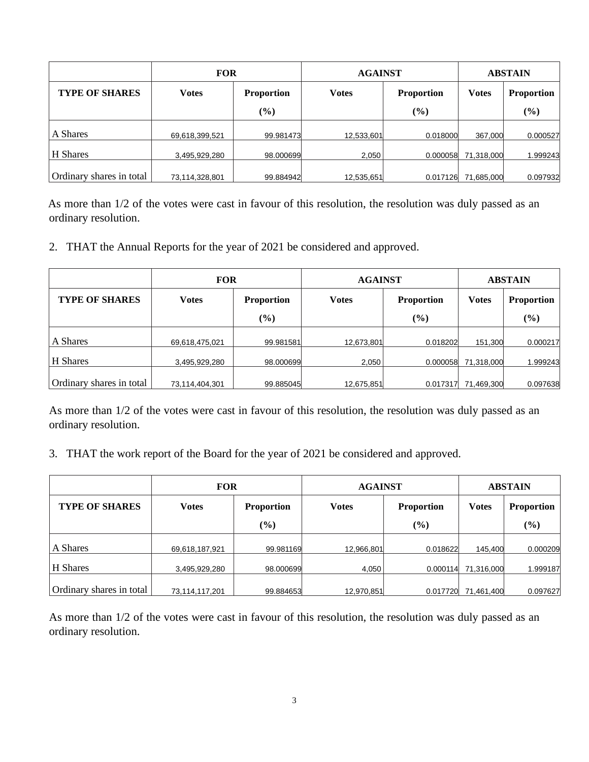| | FOR | | AGAINST | | ABSTAIN | |
|---|---|---|---|---|---|---|
| TYPE OF SHARES | Votes | Proportion (%) | Votes | Proportion (%) | Votes | Proportion (%) |
| A Shares | 69,618,399,521 | 99.981473 | 12,533,601 | 0.018000 | 367,000 | 0.000527 |
| H Shares | 3,495,929,280 | 98.000699 | 2,050 | 0.000058 | 71,318,000 | 1.999243 |
| Ordinary shares in total | 73,114,328,801 | 99.884942 | 12,535,651 | 0.017126 | 71,685,000 | 0.097932 |

As more than 1/2 of the votes were cast in favour of this resolution, the resolution was duly passed as an ordinary resolution.

2. THAT the Annual Reports for the year of 2021 be considered and approved.

| | FOR | | AGAINST | | ABSTAIN | |
|---|---|---|---|---|---|---|
| TYPE OF SHARES | Votes | Proportion (%) | Votes | Proportion (%) | Votes | Proportion (%) |
| A Shares | 69,618,475,021 | 99.981581 | 12,673,801 | 0.018202 | 151,300 | 0.000217 |
| H Shares | 3,495,929,280 | 98.000699 | 2,050 | 0.000058 | 71,318,000 | 1.999243 |
| Ordinary shares in total | 73,114,404,301 | 99.885045 | 12,675,851 | 0.017317 | 71,469,300 | 0.097638 |

As more than 1/2 of the votes were cast in favour of this resolution, the resolution was duly passed as an ordinary resolution.

3. THAT the work report of the Board for the year of 2021 be considered and approved.

| | FOR | | AGAINST | | ABSTAIN | |
|---|---|---|---|---|---|---|
| TYPE OF SHARES | Votes | Proportion (%) | Votes | Proportion (%) | Votes | Proportion (%) |
| A Shares | 69,618,187,921 | 99.981169 | 12,966,801 | 0.018622 | 145,400 | 0.000209 |
| H Shares | 3,495,929,280 | 98.000699 | 4,050 | 0.000114 | 71,316,000 | 1.999187 |
| Ordinary shares in total | 73,114,117,201 | 99.884653 | 12,970,851 | 0.017720 | 71,461,400 | 0.097627 |

As more than 1/2 of the votes were cast in favour of this resolution, the resolution was duly passed as an ordinary resolution.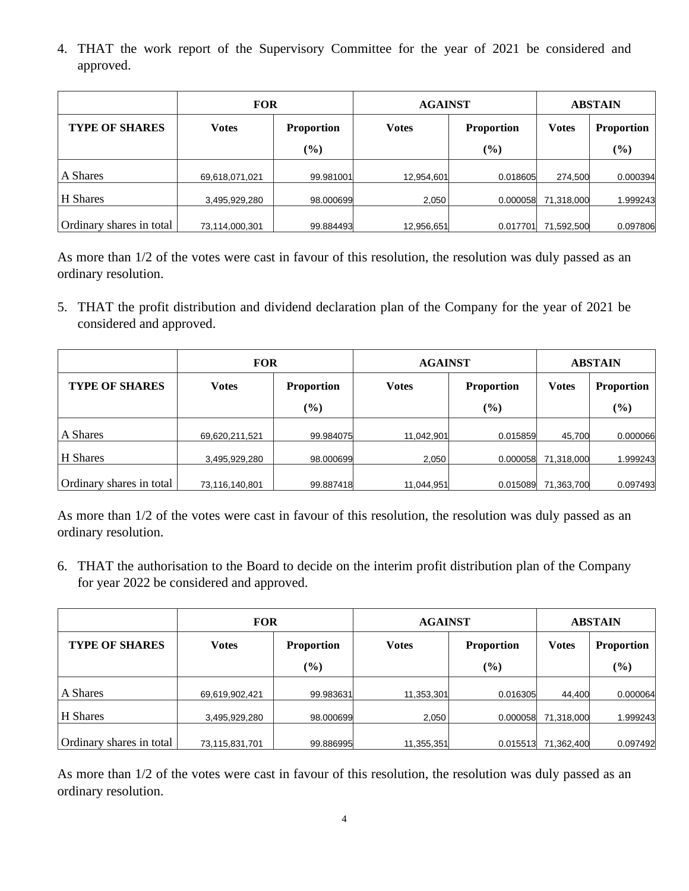4. THAT the work report of the Supervisory Committee for the year of 2021 be considered and approved.

| | FOR | | AGAINST | | ABSTAIN | |
|---|---|---|---|---|---|---|
| **TYPE OF SHARES** | **Votes** | **Proportion (%)** | **Votes** | **Proportion (%)** | **Votes** | **Proportion (%)** |
| A Shares | 69,618,071,021 | 99.981001 | 12,954,601 | 0.018605 | 274,500 | 0.000394 |
| H Shares | 3,495,929,280 | 98.000699 | 2,050 | 0.000058 | 71,318,000 | 1.999243 |
| Ordinary shares in total | 73,114,000,301 | 99.884493 | 12,956,651 | 0.017701 | 71,592,500 | 0.097806 |

As more than 1/2 of the votes were cast in favour of this resolution, the resolution was duly passed as an ordinary resolution.

5. THAT the profit distribution and dividend declaration plan of the Company for the year of 2021 be considered and approved.

| | FOR | | AGAINST | | ABSTAIN | |
|---|---|---|---|---|---|---|
| **TYPE OF SHARES** | **Votes** | **Proportion (%)** | **Votes** | **Proportion (%)** | **Votes** | **Proportion (%)** |
| A Shares | 69,620,211,521 | 99.984075 | 11,042,901 | 0.015859 | 45,700 | 0.000066 |
| H Shares | 3,495,929,280 | 98.000699 | 2,050 | 0.000058 | 71,318,000 | 1.999243 |
| Ordinary shares in total | 73,116,140,801 | 99.887418 | 11,044,951 | 0.015089 | 71,363,700 | 0.097493 |

As more than 1/2 of the votes were cast in favour of this resolution, the resolution was duly passed as an ordinary resolution.

6. THAT the authorisation to the Board to decide on the interim profit distribution plan of the Company for year 2022 be considered and approved.

| | FOR | | AGAINST | | ABSTAIN | |
|---|---|---|---|---|---|---|
| **TYPE OF SHARES** | **Votes** | **Proportion (%)** | **Votes** | **Proportion (%)** | **Votes** | **Proportion (%)** |
| A Shares | 69,619,902,421 | 99.983631 | 11,353,301 | 0.016305 | 44,400 | 0.000064 |
| H Shares | 3,495,929,280 | 98.000699 | 2,050 | 0.000058 | 71,318,000 | 1.999243 |
| Ordinary shares in total | 73,115,831,701 | 99.886995 | 11,355,351 | 0.015513 | 71,362,400 | 0.097492 |

As more than 1/2 of the votes were cast in favour of this resolution, the resolution was duly passed as an ordinary resolution.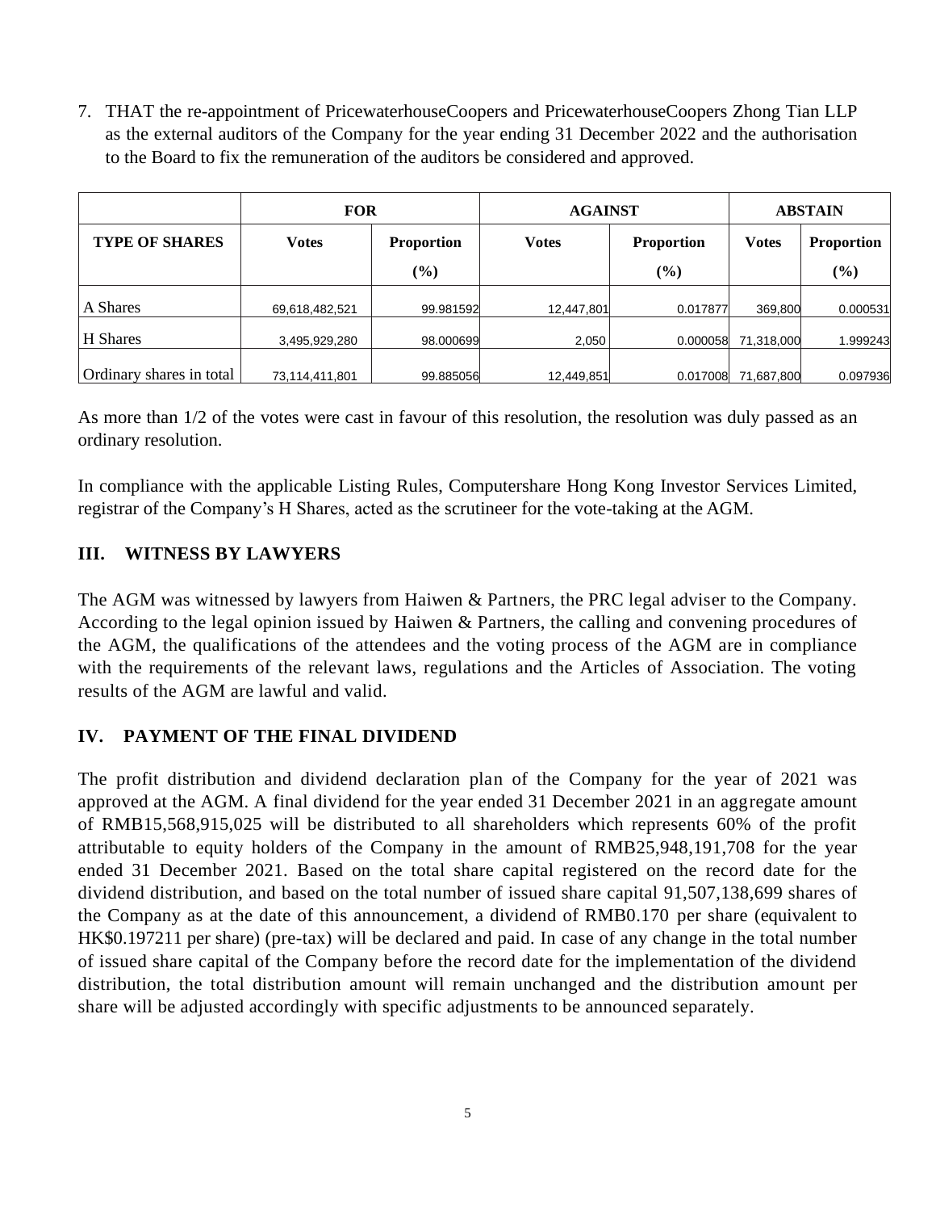7. THAT the re-appointment of PricewaterhouseCoopers and PricewaterhouseCoopers Zhong Tian LLP as the external auditors of the Company for the year ending 31 December 2022 and the authorisation to the Board to fix the remuneration of the auditors be considered and approved.

| | **FOR** | | **AGAINST** | | **ABSTAIN** | |
|---|---|---|---|---|---|---|
| **TYPE OF SHARES** | **Votes** | **Proportion (%)** | **Votes** | **Proportion (%)** | **Votes** | **Proportion (%)** |
| A Shares | 69,618,482,521 | 99.981592 | 12,447,801 | 0.017877 | 369,800 | 0.000531 |
| H Shares | 3,495,929,280 | 98.000699 | 2,050 | 0.000058 | 71,318,000 | 1.999243 |
| Ordinary shares in total | 73,114,411,801 | 99.885056 | 12,449,851 | 0.017008 | 71,687,800 | 0.097936 |

As more than 1/2 of the votes were cast in favour of this resolution, the resolution was duly passed as an ordinary resolution.

In compliance with the applicable Listing Rules, Computershare Hong Kong Investor Services Limited, registrar of the Company's H Shares, acted as the scrutineer for the vote-taking at the AGM.

## III. WITNESS BY LAWYERS

The AGM was witnessed by lawyers from Haiwen & Partners, the PRC legal adviser to the Company. According to the legal opinion issued by Haiwen & Partners, the calling and convening procedures of the AGM, the qualifications of the attendees and the voting process of the AGM are in compliance with the requirements of the relevant laws, regulations and the Articles of Association. The voting results of the AGM are lawful and valid.

## IV. PAYMENT OF THE FINAL DIVIDEND

The profit distribution and dividend declaration plan of the Company for the year of 2021 was approved at the AGM. A final dividend for the year ended 31 December 2021 in an aggregate amount of RMB15,568,915,025 will be distributed to all shareholders which represents 60% of the profit attributable to equity holders of the Company in the amount of RMB25,948,191,708 for the year ended 31 December 2021. Based on the total share capital registered on the record date for the dividend distribution, and based on the total number of issued share capital 91,507,138,699 shares of the Company as at the date of this announcement, a dividend of RMB0.170 per share (equivalent to HK$0.197211 per share) (pre-tax) will be declared and paid. In case of any change in the total number of issued share capital of the Company before the record date for the implementation of the dividend distribution, the total distribution amount will remain unchanged and the distribution amount per share will be adjusted accordingly with specific adjustments to be announced separately.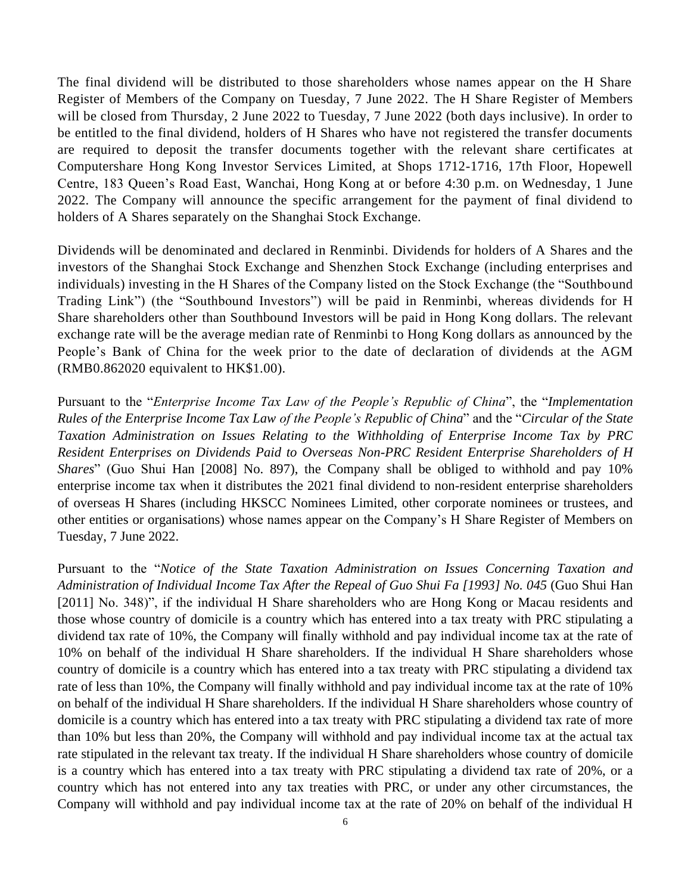The final dividend will be distributed to those shareholders whose names appear on the H Share Register of Members of the Company on Tuesday, 7 June 2022. The H Share Register of Members will be closed from Thursday, 2 June 2022 to Tuesday, 7 June 2022 (both days inclusive). In order to be entitled to the final dividend, holders of H Shares who have not registered the transfer documents are required to deposit the transfer documents together with the relevant share certificates at Computershare Hong Kong Investor Services Limited, at Shops 1712-1716, 17th Floor, Hopewell Centre, 183 Queen's Road East, Wanchai, Hong Kong at or before 4:30 p.m. on Wednesday, 1 June 2022. The Company will announce the specific arrangement for the payment of final dividend to holders of A Shares separately on the Shanghai Stock Exchange.

Dividends will be denominated and declared in Renminbi. Dividends for holders of A Shares and the investors of the Shanghai Stock Exchange and Shenzhen Stock Exchange (including enterprises and individuals) investing in the H Shares of the Company listed on the Stock Exchange (the "Southbound Trading Link") (the "Southbound Investors") will be paid in Renminbi, whereas dividends for H Share shareholders other than Southbound Investors will be paid in Hong Kong dollars. The relevant exchange rate will be the average median rate of Renminbi to Hong Kong dollars as announced by the People's Bank of China for the week prior to the date of declaration of dividends at the AGM (RMB0.862020 equivalent to HK$1.00).

Pursuant to the "*Enterprise Income Tax Law of the People's Republic of China*", the "*Implementation Rules of the Enterprise Income Tax Law of the People's Republic of China*" and the "*Circular of the State Taxation Administration on Issues Relating to the Withholding of Enterprise Income Tax by PRC Resident Enterprises on Dividends Paid to Overseas Non-PRC Resident Enterprise Shareholders of H Shares*" (Guo Shui Han [2008] No. 897), the Company shall be obliged to withhold and pay 10% enterprise income tax when it distributes the 2021 final dividend to non-resident enterprise shareholders of overseas H Shares (including HKSCC Nominees Limited, other corporate nominees or trustees, and other entities or organisations) whose names appear on the Company's H Share Register of Members on Tuesday, 7 June 2022.

Pursuant to the "*Notice of the State Taxation Administration on Issues Concerning Taxation and Administration of Individual Income Tax After the Repeal of Guo Shui Fa [1993] No. 045* (Guo Shui Han [2011] No. 348)", if the individual H Share shareholders who are Hong Kong or Macau residents and those whose country of domicile is a country which has entered into a tax treaty with PRC stipulating a dividend tax rate of 10%, the Company will finally withhold and pay individual income tax at the rate of 10% on behalf of the individual H Share shareholders. If the individual H Share shareholders whose country of domicile is a country which has entered into a tax treaty with PRC stipulating a dividend tax rate of less than 10%, the Company will finally withhold and pay individual income tax at the rate of 10% on behalf of the individual H Share shareholders. If the individual H Share shareholders whose country of domicile is a country which has entered into a tax treaty with PRC stipulating a dividend tax rate of more than 10% but less than 20%, the Company will withhold and pay individual income tax at the actual tax rate stipulated in the relevant tax treaty. If the individual H Share shareholders whose country of domicile is a country which has entered into a tax treaty with PRC stipulating a dividend tax rate of 20%, or a country which has not entered into any tax treaties with PRC, or under any other circumstances, the Company will withhold and pay individual income tax at the rate of 20% on behalf of the individual H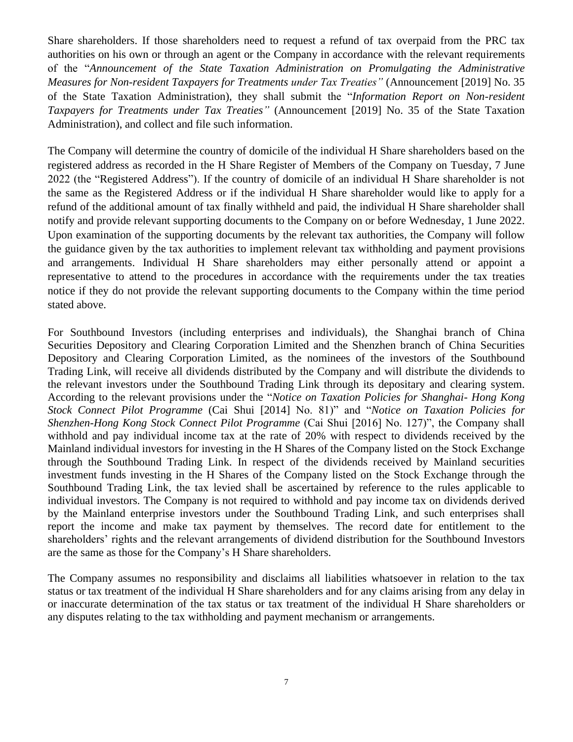Share shareholders. If those shareholders need to request a refund of tax overpaid from the PRC tax authorities on his own or through an agent or the Company in accordance with the relevant requirements of the "*Announcement of the State Taxation Administration on Promulgating the Administrative Measures for Non-resident Taxpayers for Treatments under Tax Treaties"* (Announcement [2019] No. 35 of the State Taxation Administration), they shall submit the "*Information Report on Non-resident Taxpayers for Treatments under Tax Treaties"* (Announcement [2019] No. 35 of the State Taxation Administration), and collect and file such information.

The Company will determine the country of domicile of the individual H Share shareholders based on the registered address as recorded in the H Share Register of Members of the Company on Tuesday, 7 June 2022 (the "Registered Address"). If the country of domicile of an individual H Share shareholder is not the same as the Registered Address or if the individual H Share shareholder would like to apply for a refund of the additional amount of tax finally withheld and paid, the individual H Share shareholder shall notify and provide relevant supporting documents to the Company on or before Wednesday, 1 June 2022. Upon examination of the supporting documents by the relevant tax authorities, the Company will follow the guidance given by the tax authorities to implement relevant tax withholding and payment provisions and arrangements. Individual H Share shareholders may either personally attend or appoint a representative to attend to the procedures in accordance with the requirements under the tax treaties notice if they do not provide the relevant supporting documents to the Company within the time period stated above.

For Southbound Investors (including enterprises and individuals), the Shanghai branch of China Securities Depository and Clearing Corporation Limited and the Shenzhen branch of China Securities Depository and Clearing Corporation Limited, as the nominees of the investors of the Southbound Trading Link, will receive all dividends distributed by the Company and will distribute the dividends to the relevant investors under the Southbound Trading Link through its depositary and clearing system. According to the relevant provisions under the "*Notice on Taxation Policies for Shanghai- Hong Kong Stock Connect Pilot Programme* (Cai Shui [2014] No. 81)" and "*Notice on Taxation Policies for Shenzhen-Hong Kong Stock Connect Pilot Programme* (Cai Shui [2016] No. 127)", the Company shall withhold and pay individual income tax at the rate of 20% with respect to dividends received by the Mainland individual investors for investing in the H Shares of the Company listed on the Stock Exchange through the Southbound Trading Link. In respect of the dividends received by Mainland securities investment funds investing in the H Shares of the Company listed on the Stock Exchange through the Southbound Trading Link, the tax levied shall be ascertained by reference to the rules applicable to individual investors. The Company is not required to withhold and pay income tax on dividends derived by the Mainland enterprise investors under the Southbound Trading Link, and such enterprises shall report the income and make tax payment by themselves. The record date for entitlement to the shareholders' rights and the relevant arrangements of dividend distribution for the Southbound Investors are the same as those for the Company's H Share shareholders.

The Company assumes no responsibility and disclaims all liabilities whatsoever in relation to the tax status or tax treatment of the individual H Share shareholders and for any claims arising from any delay in or inaccurate determination of the tax status or tax treatment of the individual H Share shareholders or any disputes relating to the tax withholding and payment mechanism or arrangements.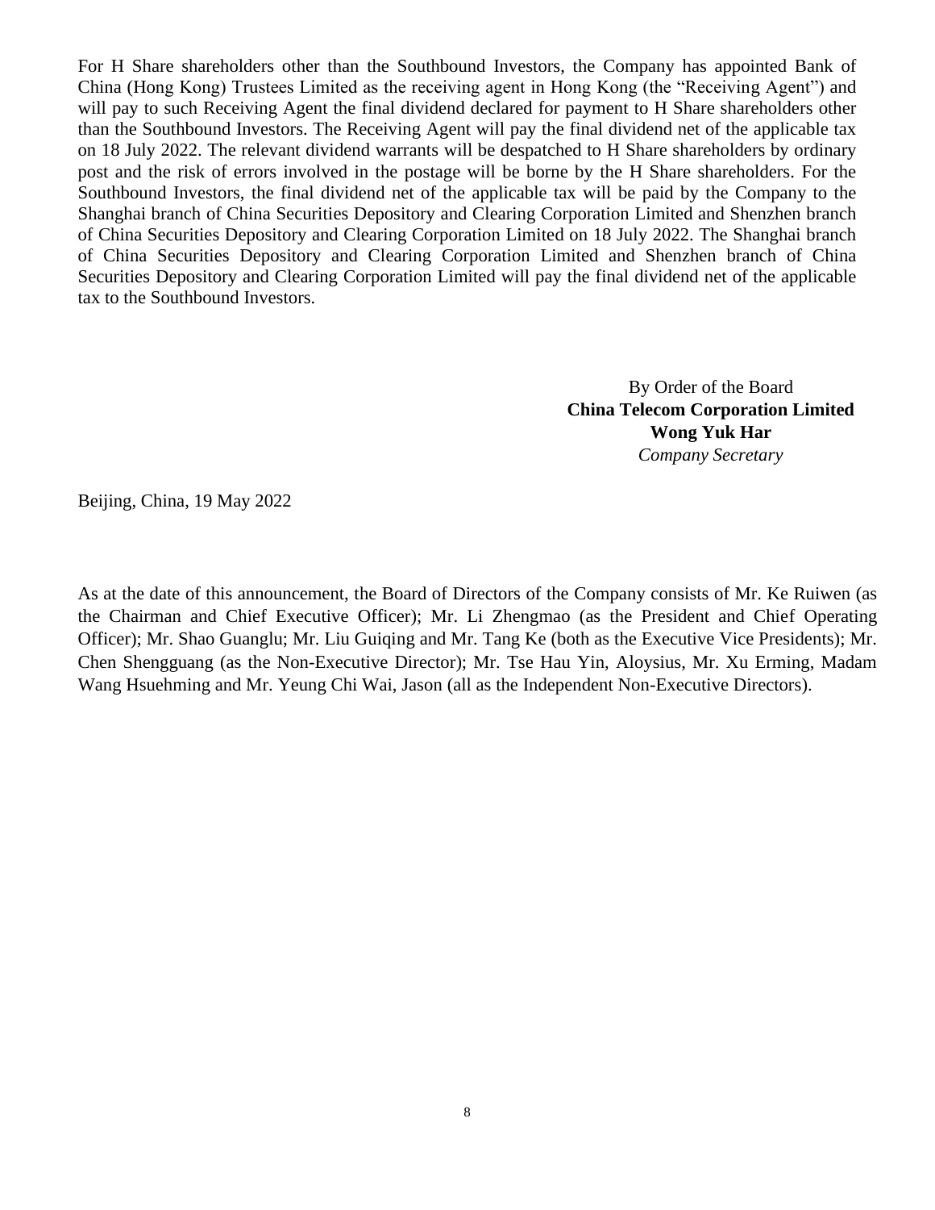For H Share shareholders other than the Southbound Investors, the Company has appointed Bank of China (Hong Kong) Trustees Limited as the receiving agent in Hong Kong (the "Receiving Agent") and will pay to such Receiving Agent the final dividend declared for payment to H Share shareholders other than the Southbound Investors. The Receiving Agent will pay the final dividend net of the applicable tax on 18 July 2022. The relevant dividend warrants will be despatched to H Share shareholders by ordinary post and the risk of errors involved in the postage will be borne by the H Share shareholders. For the Southbound Investors, the final dividend net of the applicable tax will be paid by the Company to the Shanghai branch of China Securities Depository and Clearing Corporation Limited and Shenzhen branch of China Securities Depository and Clearing Corporation Limited on 18 July 2022. The Shanghai branch of China Securities Depository and Clearing Corporation Limited and Shenzhen branch of China Securities Depository and Clearing Corporation Limited will pay the final dividend net of the applicable tax to the Southbound Investors.

By Order of the Board
**China Telecom Corporation Limited**
**Wong Yuk Har**
*Company Secretary*

Beijing, China, 19 May 2022

As at the date of this announcement, the Board of Directors of the Company consists of Mr. Ke Ruiwen (as the Chairman and Chief Executive Officer); Mr. Li Zhengmao (as the President and Chief Operating Officer); Mr. Shao Guanglu; Mr. Liu Guiqing and Mr. Tang Ke (both as the Executive Vice Presidents); Mr. Chen Shengguang (as the Non-Executive Director); Mr. Tse Hau Yin, Aloysius, Mr. Xu Erming, Madam Wang Hsuehming and Mr. Yeung Chi Wai, Jason (all as the Independent Non-Executive Directors).